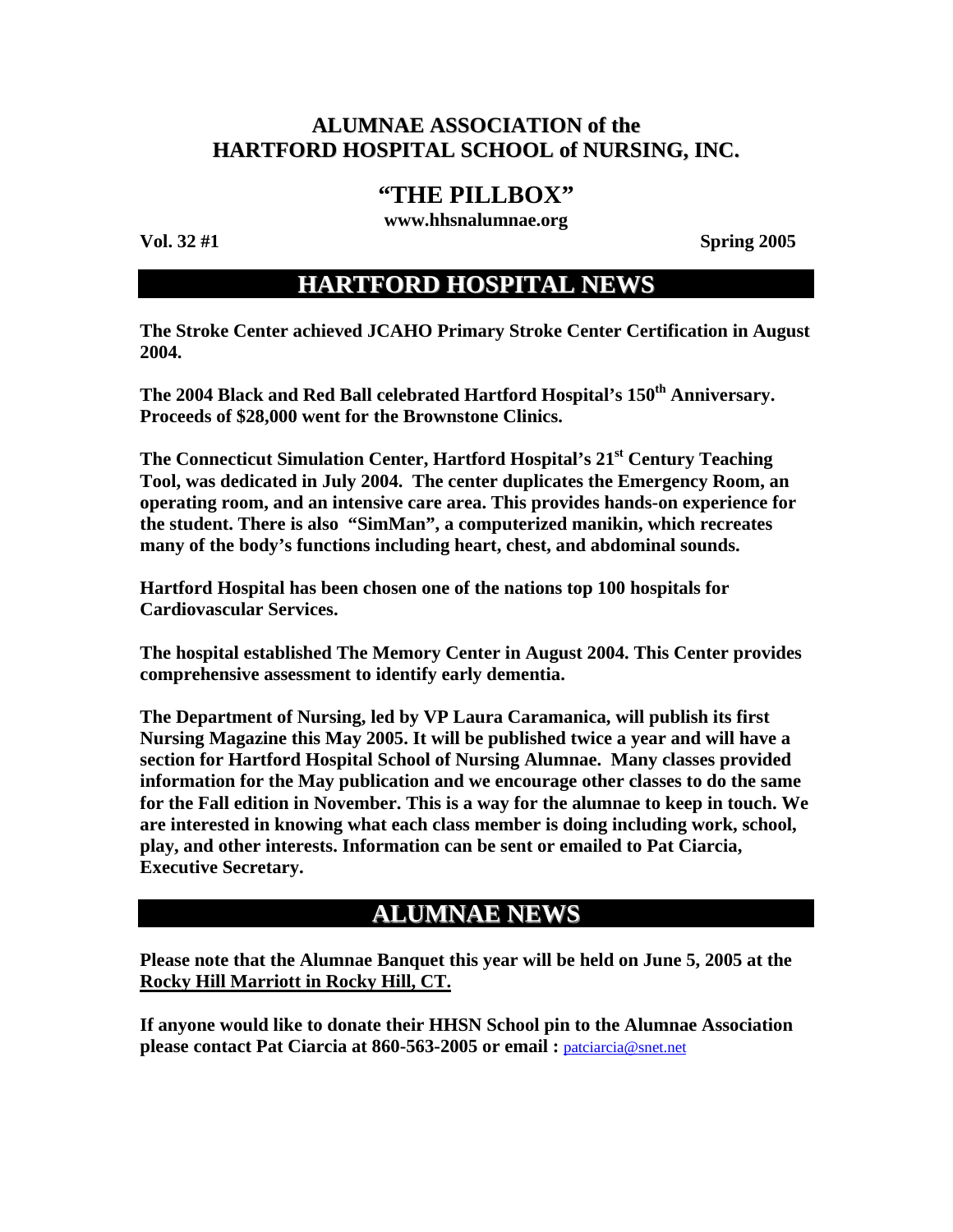# ALUMNAE ASSOCIATION of the HARTFORD HOSPITAL SCHOOL of NURSING, INC.

## "THE PILLBOX"

**www.hhsnalumnae.org**

**Vol. 32 #1** **Spring 2005**

## HARTFORD HOSPITAL NEWS

**The Stroke Center achieved JCAHO Primary Stroke Center Certification in August 2004.**

**The 2004 Black and Red Ball celebrated Hartford Hospital's 150th Anniversary. Proceeds of $28,000 went for the Brownstone Clinics.**

**The Connecticut Simulation Center, Hartford Hospital's 21st Century Teaching Tool, was dedicated in July 2004. The center duplicates the Emergency Room, an operating room, and an intensive care area. This provides hands-on experience for the student. There is also "SimMan", a computerized manikin, which recreates many of the body's functions including heart, chest, and abdominal sounds.**

**Hartford Hospital has been chosen one of the nations top 100 hospitals for Cardiovascular Services.**

**The hospital established The Memory Center in August 2004. This Center provides comprehensive assessment to identify early dementia.**

**The Department of Nursing, led by VP Laura Caramanica, will publish its first Nursing Magazine this May 2005. It will be published twice a year and will have a section for Hartford Hospital School of Nursing Alumnae. Many classes provided information for the May publication and we encourage other classes to do the same for the Fall edition in November. This is a way for the alumnae to keep in touch. We are interested in knowing what each class member is doing including work, school, play, and other interests. Information can be sent or emailed to Pat Ciarcia, Executive Secretary.**

## ALUMNAE NEWS

**Please note that the Alumnae Banquet this year will be held on June 5, 2005 at the <u>Rocky Hill Marriott in Rocky Hill, CT.</u>**

**If anyone would like to donate their HHSN School pin to the Alumnae Association please contact Pat Ciarcia at 860-563-2005 or email :** patciarcia@snet.net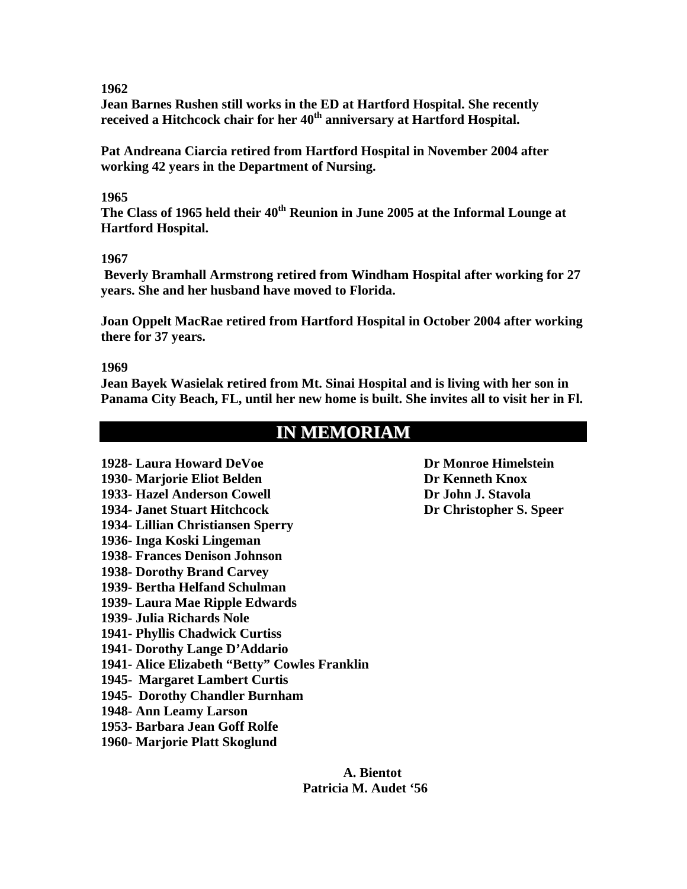**1962**

**Jean Barnes Rushen still works in the ED at Hartford Hospital. She recently received a Hitchcock chair for her 40th anniversary at Hartford Hospital.**

**Pat Andreana Ciarcia retired from Hartford Hospital in November 2004 after working 42 years in the Department of Nursing.**

**1965**

**The Class of 1965 held their 40th Reunion in June 2005 at the Informal Lounge at Hartford Hospital.**

**1967**

**Beverly Bramhall Armstrong retired from Windham Hospital after working for 27 years. She and her husband have moved to Florida.**

**Joan Oppelt MacRae retired from Hartford Hospital in October 2004 after working there for 37 years.**

**1969**

**Jean Bayek Wasielak retired from Mt. Sinai Hospital and is living with her son in Panama City Beach, FL, until her new home is built. She invites all to visit her in Fl.**

## IN MEMORIAM

**1928- Laura Howard DeVoe**
**1930- Marjorie Eliot Belden**
**1933- Hazel Anderson Cowell**
**1934- Janet Stuart Hitchcock**
**1934- Lillian Christiansen Sperry**
**1936- Inga Koski Lingeman**
**1938- Frances Denison Johnson**
**1938- Dorothy Brand Carvey**
**1939- Bertha Helfand Schulman**
**1939- Laura Mae Ripple Edwards**
**1939- Julia Richards Nole**
**1941- Phyllis Chadwick Curtiss**
**1941- Dorothy Lange D'Addario**
**1941- Alice Elizabeth "Betty" Cowles Franklin**
**1945- Margaret Lambert Curtis**
**1945- Dorothy Chandler Burnham**
**1948- Ann Leamy Larson**
**1953- Barbara Jean Goff Rolfe**
**1960- Marjorie Platt Skoglund**

**Dr Monroe Himelstein**
**Dr Kenneth Knox**
**Dr John J. Stavola**
**Dr Christopher S. Speer**

**A. Bientot**
**Patricia M. Audet '56**